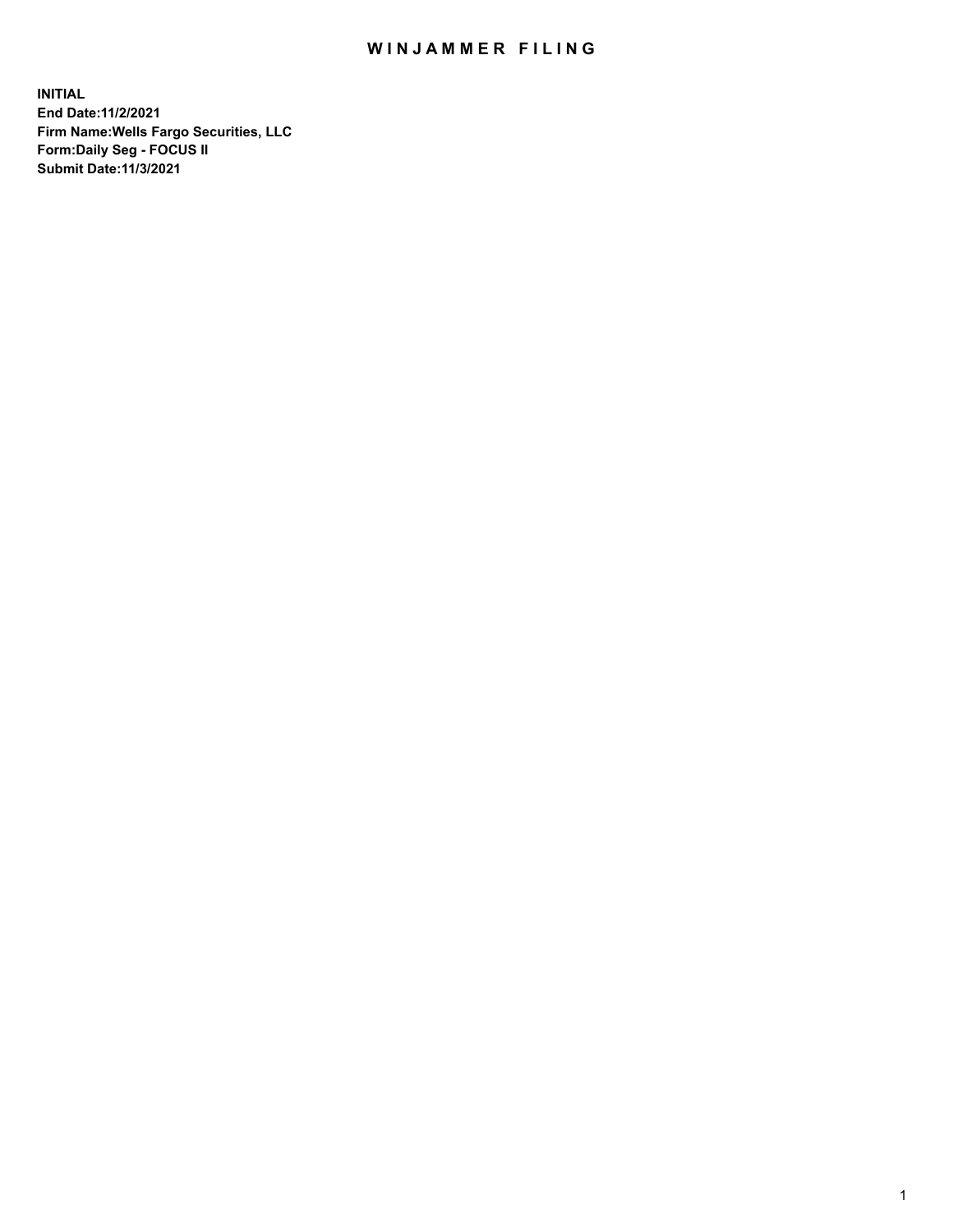# WINJAMMER FILING

**INITIAL**
**End Date:11/2/2021**
**Firm Name:Wells Fargo Securities, LLC**
**Form:Daily Seg - FOCUS II**
**Submit Date:11/3/2021**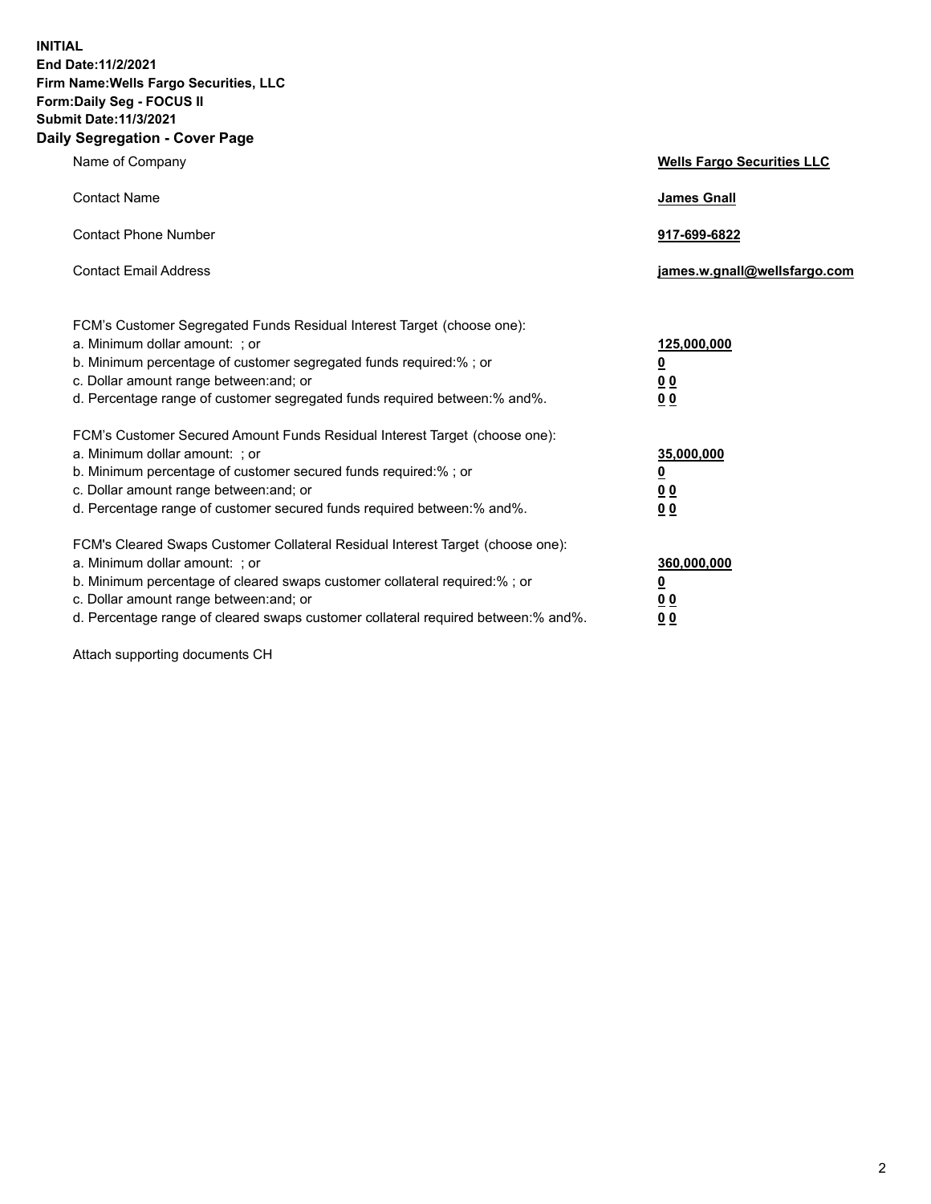**INITIAL**
**End Date:11/2/2021**
**Firm Name:Wells Fargo Securities, LLC**
**Form:Daily Seg - FOCUS II**
**Submit Date:11/3/2021**

## Daily Segregation - Cover Page

| | |
|---|---|
| Name of Company | **Wells Fargo Securities LLC** |
| Contact Name | **James Gnall** |
| Contact Phone Number | **917-699-6822** |
| Contact Email Address | **james.w.gnall@wellsfargo.com** |

| | |
|---|---|
| FCM's Customer Segregated Funds Residual Interest Target (choose one): | |
| a. Minimum dollar amount: ; or | **125,000,000** |
| b. Minimum percentage of customer segregated funds required:% ; or | **0** |
| c. Dollar amount range between:and; or | **0 0** |
| d. Percentage range of customer segregated funds required between:% and%. | **0 0** |
| FCM's Customer Secured Amount Funds Residual Interest Target (choose one): | |
| a. Minimum dollar amount: ; or | **35,000,000** |
| b. Minimum percentage of customer secured funds required:% ; or | **0** |
| c. Dollar amount range between:and; or | **0 0** |
| d. Percentage range of customer secured funds required between:% and%. | **0 0** |
| FCM's Cleared Swaps Customer Collateral Residual Interest Target (choose one): | |
| a. Minimum dollar amount: ; or | **360,000,000** |
| b. Minimum percentage of cleared swaps customer collateral required:% ; or | **0** |
| c. Dollar amount range between:and; or | **0 0** |
| d. Percentage range of cleared swaps customer collateral required between:% and%. | **0 0** |

Attach supporting documents CH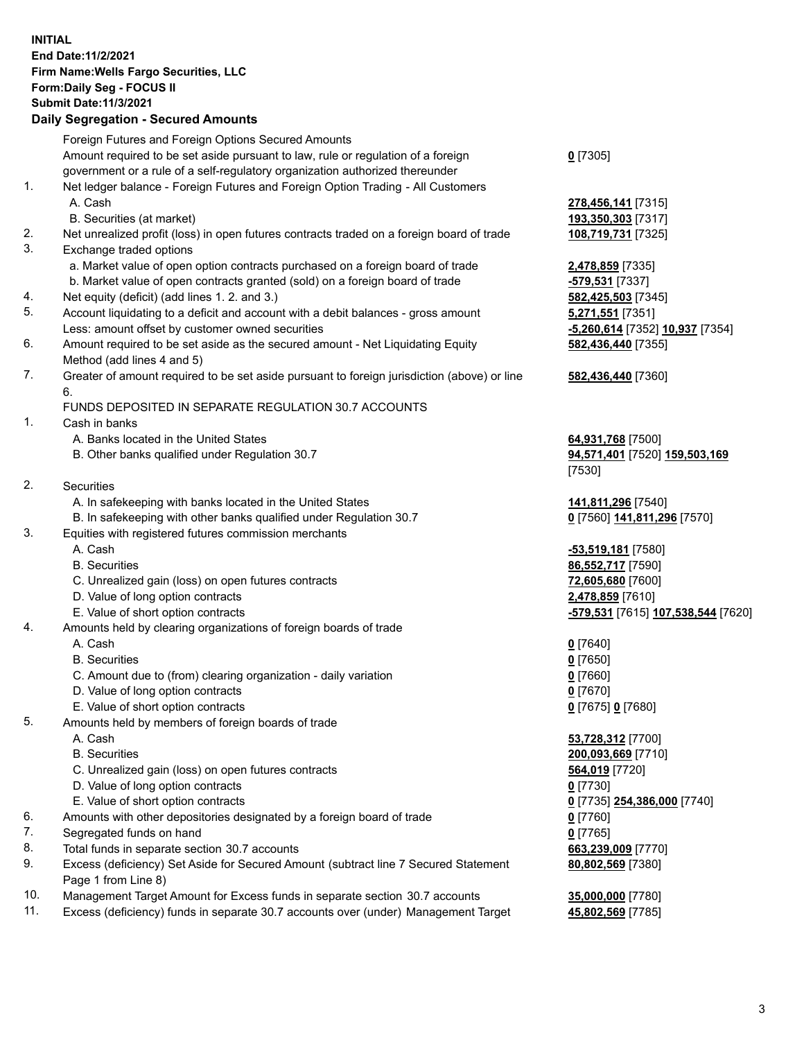**INITIAL**
**End Date:11/2/2021**
**Firm Name:Wells Fargo Securities, LLC**
**Form:Daily Seg - FOCUS II**
**Submit Date:11/3/2021**

## Daily Segregation - Secured Amounts

| | | |
|---|---|---|
| | Foreign Futures and Foreign Options Secured Amounts | |
| | Amount required to be set aside pursuant to law, rule or regulation of a foreign government or a rule of a self-regulatory organization authorized thereunder | **0** [7305] |
| 1. | Net ledger balance - Foreign Futures and Foreign Option Trading - All Customers | |
| | A. Cash | **278,456,141** [7315] |
| | B. Securities (at market) | **193,350,303** [7317] |
| 2. | Net unrealized profit (loss) in open futures contracts traded on a foreign board of trade | **108,719,731** [7325] |
| 3. | Exchange traded options | |
| | a. Market value of open option contracts purchased on a foreign board of trade | **2,478,859** [7335] |
| | b. Market value of open contracts granted (sold) on a foreign board of trade | **-579,531** [7337] |
| 4. | Net equity (deficit) (add lines 1. 2. and 3.) | **582,425,503** [7345] |
| 5. | Account liquidating to a deficit and account with a debit balances - gross amount | **5,271,551** [7351] |
| | Less: amount offset by customer owned securities | **-5,260,614** [7352] **10,937** [7354] |
| 6. | Amount required to be set aside as the secured amount - Net Liquidating Equity Method (add lines 4 and 5) | **582,436,440** [7355] |
| 7. | Greater of amount required to be set aside pursuant to foreign jurisdiction (above) or line 6. | **582,436,440** [7360] |
| | FUNDS DEPOSITED IN SEPARATE REGULATION 30.7 ACCOUNTS | |
| 1. | Cash in banks | |
| | A. Banks located in the United States | **64,931,768** [7500] |
| | B. Other banks qualified under Regulation 30.7 | **94,571,401** [7520] **159,503,169** [7530] |
| 2. | Securities | |
| | A. In safekeeping with banks located in the United States | **141,811,296** [7540] |
| | B. In safekeeping with other banks qualified under Regulation 30.7 | **0** [7560] **141,811,296** [7570] |
| 3. | Equities with registered futures commission merchants | |
| | A. Cash | **-53,519,181** [7580] |
| | B. Securities | **86,552,717** [7590] |
| | C. Unrealized gain (loss) on open futures contracts | **72,605,680** [7600] |
| | D. Value of long option contracts | **2,478,859** [7610] |
| | E. Value of short option contracts | **-579,531** [7615] **107,538,544** [7620] |
| 4. | Amounts held by clearing organizations of foreign boards of trade | |
| | A. Cash | **0** [7640] |
| | B. Securities | **0** [7650] |
| | C. Amount due to (from) clearing organization - daily variation | **0** [7660] |
| | D. Value of long option contracts | **0** [7670] |
| | E. Value of short option contracts | **0** [7675] **0** [7680] |
| 5. | Amounts held by members of foreign boards of trade | |
| | A. Cash | **53,728,312** [7700] |
| | B. Securities | **200,093,669** [7710] |
| | C. Unrealized gain (loss) on open futures contracts | **564,019** [7720] |
| | D. Value of long option contracts | **0** [7730] |
| | E. Value of short option contracts | **0** [7735] **254,386,000** [7740] |
| 6. | Amounts with other depositories designated by a foreign board of trade | **0** [7760] |
| 7. | Segregated funds on hand | **0** [7765] |
| 8. | Total funds in separate section 30.7 accounts | **663,239,009** [7770] |
| 9. | Excess (deficiency) Set Aside for Secured Amount (subtract line 7 Secured Statement Page 1 from Line 8) | **80,802,569** [7380] |
| 10. | Management Target Amount for Excess funds in separate section 30.7 accounts | **35,000,000** [7780] |
| 11. | Excess (deficiency) funds in separate 30.7 accounts over (under) Management Target | **45,802,569** [7785] |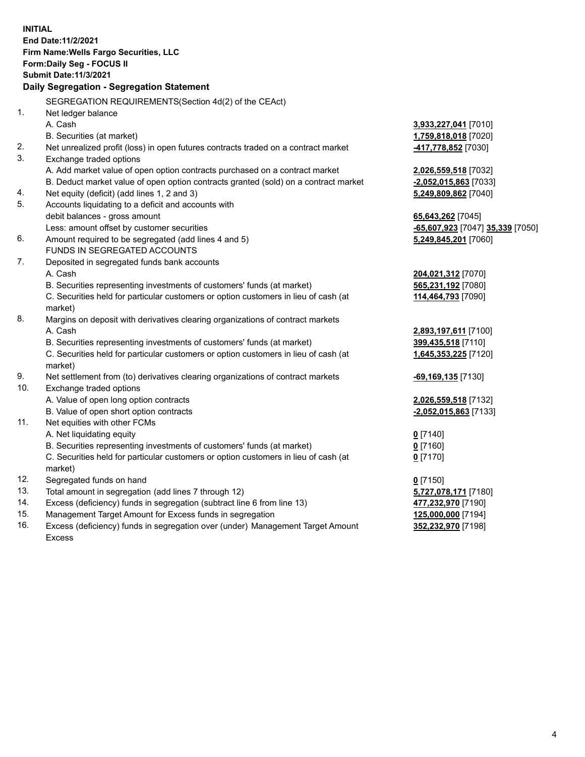**INITIAL**
**End Date:11/2/2021**
**Firm Name:Wells Fargo Securities, LLC**
**Form:Daily Seg - FOCUS II**
**Submit Date:11/3/2021**

## Daily Segregation - Segregation Statement

SEGREGATION REQUIREMENTS(Section 4d(2) of the CEAct)

| | | |
|---|---|---|
| 1. | Net ledger balance | |
| | A. Cash | **3,933,227,041** [7010] |
| | B. Securities (at market) | **1,759,818,018** [7020] |
| 2. | Net unrealized profit (loss) in open futures contracts traded on a contract market | **-417,778,852** [7030] |
| 3. | Exchange traded options | |
| | A. Add market value of open option contracts purchased on a contract market | **2,026,559,518** [7032] |
| | B. Deduct market value of open option contracts granted (sold) on a contract market | **-2,052,015,863** [7033] |
| 4. | Net equity (deficit) (add lines 1, 2 and 3) | **5,249,809,862** [7040] |
| 5. | Accounts liquidating to a deficit and accounts with debit balances - gross amount | **65,643,262** [7045] |
| | Less: amount offset by customer securities | **-65,607,923** [7047] **35,339** [7050] |
| 6. | Amount required to be segregated (add lines 4 and 5) | **5,249,845,201** [7060] |
| | FUNDS IN SEGREGATED ACCOUNTS | |
| 7. | Deposited in segregated funds bank accounts | |
| | A. Cash | **204,021,312** [7070] |
| | B. Securities representing investments of customers' funds (at market) | **565,231,192** [7080] |
| | C. Securities held for particular customers or option customers in lieu of cash (at market) | **114,464,793** [7090] |
| 8. | Margins on deposit with derivatives clearing organizations of contract markets | |
| | A. Cash | **2,893,197,611** [7100] |
| | B. Securities representing investments of customers' funds (at market) | **399,435,518** [7110] |
| | C. Securities held for particular customers or option customers in lieu of cash (at market) | **1,645,353,225** [7120] |
| 9. | Net settlement from (to) derivatives clearing organizations of contract markets | **-69,169,135** [7130] |
| 10. | Exchange traded options | |
| | A. Value of open long option contracts | **2,026,559,518** [7132] |
| | B. Value of open short option contracts | **-2,052,015,863** [7133] |
| 11. | Net equities with other FCMs | |
| | A. Net liquidating equity | **0** [7140] |
| | B. Securities representing investments of customers' funds (at market) | **0** [7160] |
| | C. Securities held for particular customers or option customers in lieu of cash (at market) | **0** [7170] |
| 12. | Segregated funds on hand | **0** [7150] |
| 13. | Total amount in segregation (add lines 7 through 12) | **5,727,078,171** [7180] |
| 14. | Excess (deficiency) funds in segregation (subtract line 6 from line 13) | **477,232,970** [7190] |
| 15. | Management Target Amount for Excess funds in segregation | **125,000,000** [7194] |
| 16. | Excess (deficiency) funds in segregation over (under) Management Target Amount Excess | **352,232,970** [7198] |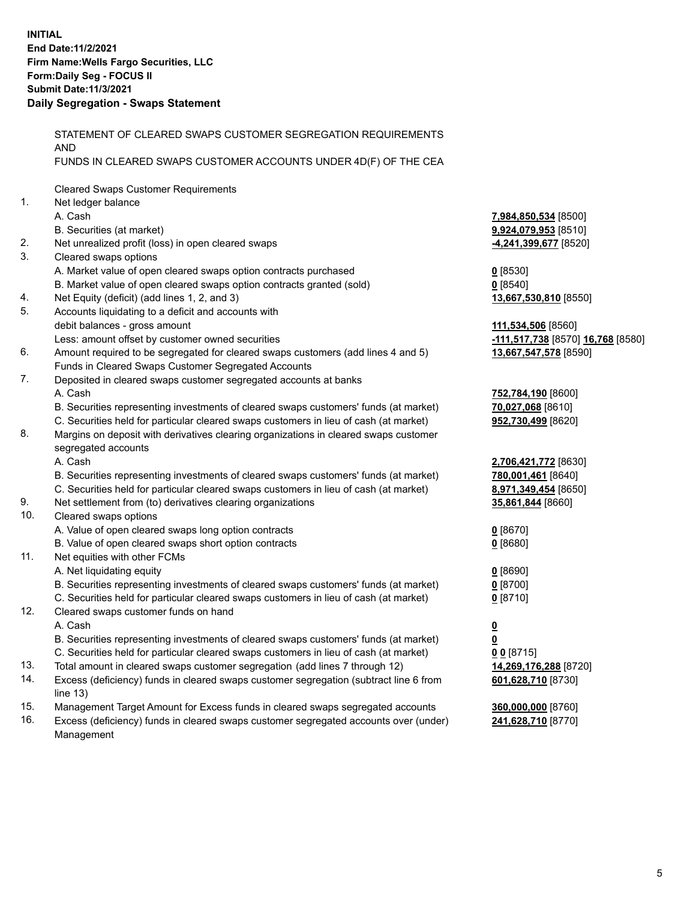**INITIAL**
**End Date:11/2/2021**
**Firm Name:Wells Fargo Securities, LLC**
**Form:Daily Seg - FOCUS II**
**Submit Date:11/3/2021**
**Daily Segregation - Swaps Statement**

STATEMENT OF CLEARED SWAPS CUSTOMER SEGREGATION REQUIREMENTS AND FUNDS IN CLEARED SWAPS CUSTOMER ACCOUNTS UNDER 4D(F) OF THE CEA

| | | |
|---|---|---|
| | Cleared Swaps Customer Requirements | |
| 1. | Net ledger balance | |
| | A. Cash | **7,984,850,534** [8500] |
| | B. Securities (at market) | **9,924,079,953** [8510] |
| 2. | Net unrealized profit (loss) in open cleared swaps | **-4,241,399,677** [8520] |
| 3. | Cleared swaps options | |
| | A. Market value of open cleared swaps option contracts purchased | **0** [8530] |
| | B. Market value of open cleared swaps option contracts granted (sold) | **0** [8540] |
| 4. | Net Equity (deficit) (add lines 1, 2, and 3) | **13,667,530,810** [8550] |
| 5. | Accounts liquidating to a deficit and accounts with debit balances - gross amount | **111,534,506** [8560] |
| | Less: amount offset by customer owned securities | **-111,517,738** [8570] **16,768** [8580] |
| 6. | Amount required to be segregated for cleared swaps customers (add lines 4 and 5) | **13,667,547,578** [8590] |
| | Funds in Cleared Swaps Customer Segregated Accounts | |
| 7. | Deposited in cleared swaps customer segregated accounts at banks | |
| | A. Cash | **752,784,190** [8600] |
| | B. Securities representing investments of cleared swaps customers' funds (at market) | **70,027,068** [8610] |
| | C. Securities held for particular cleared swaps customers in lieu of cash (at market) | **952,730,499** [8620] |
| 8. | Margins on deposit with derivatives clearing organizations in cleared swaps customer segregated accounts | |
| | A. Cash | **2,706,421,772** [8630] |
| | B. Securities representing investments of cleared swaps customers' funds (at market) | **780,001,461** [8640] |
| | C. Securities held for particular cleared swaps customers in lieu of cash (at market) | **8,971,349,454** [8650] |
| 9. | Net settlement from (to) derivatives clearing organizations | **35,861,844** [8660] |
| 10. | Cleared swaps options | |
| | A. Value of open cleared swaps long option contracts | **0** [8670] |
| | B. Value of open cleared swaps short option contracts | **0** [8680] |
| 11. | Net equities with other FCMs | |
| | A. Net liquidating equity | **0** [8690] |
| | B. Securities representing investments of cleared swaps customers' funds (at market) | **0** [8700] |
| | C. Securities held for particular cleared swaps customers in lieu of cash (at market) | **0** [8710] |
| 12. | Cleared swaps customer funds on hand | |
| | A. Cash | **0** |
| | B. Securities representing investments of cleared swaps customers' funds (at market) | **0** |
| | C. Securities held for particular cleared swaps customers in lieu of cash (at market) | **0** **0** [8715] |
| 13. | Total amount in cleared swaps customer segregation (add lines 7 through 12) | **14,269,176,288** [8720] |
| 14. | Excess (deficiency) funds in cleared swaps customer segregation (subtract line 6 from line 13) | **601,628,710** [8730] |
| 15. | Management Target Amount for Excess funds in cleared swaps segregated accounts | **360,000,000** [8760] |
| 16. | Excess (deficiency) funds in cleared swaps customer segregated accounts over (under) Management | **241,628,710** [8770] |